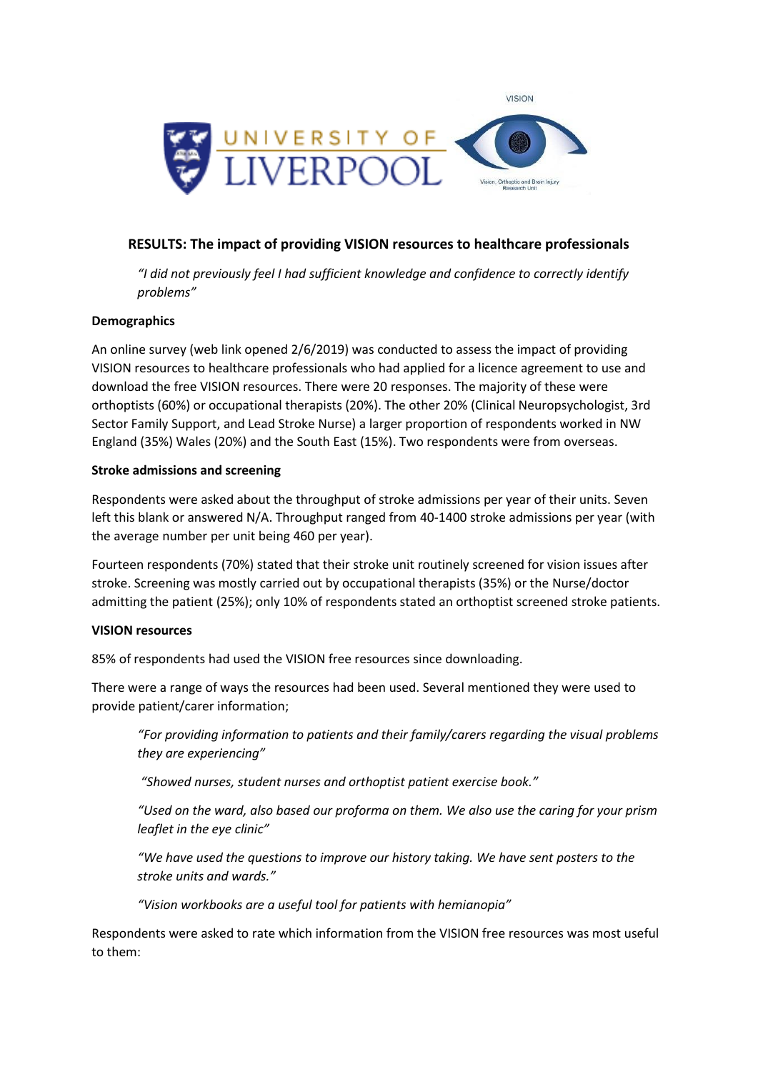## RESULTS: The impact of providing VISION resources to healthcare professionals

*"I did not previously feel I had sufficient knowledge and confidence to correctly identify problems"*

### Demographics

An online survey (web link opened 2/6/2019) was conducted to assess the impact of providing VISION resources to healthcare professionals who had applied for a licence agreement to use and download the free VISION resources. There were 20 responses. The majority of these were orthoptists (60%) or occupational therapists (20%). The other 20% (Clinical Neuropsychologist, 3rd Sector Family Support, and Lead Stroke Nurse) a larger proportion of respondents worked in NW England (35%) Wales (20%) and the South East (15%). Two respondents were from overseas.

### Stroke admissions and screening

Respondents were asked about the throughput of stroke admissions per year of their units. Seven left this blank or answered N/A. Throughput ranged from 40-1400 stroke admissions per year (with the average number per unit being 460 per year).

Fourteen respondents (70%) stated that their stroke unit routinely screened for vision issues after stroke. Screening was mostly carried out by occupational therapists (35%) or the Nurse/doctor admitting the patient (25%); only 10% of respondents stated an orthoptist screened stroke patients.

### VISION resources

85% of respondents had used the VISION free resources since downloading.

There were a range of ways the resources had been used. Several mentioned they were used to provide patient/carer information;

> *"For providing information to patients and their family/carers regarding the visual problems they are experiencing"*
>
> *"Showed nurses, student nurses and orthoptist patient exercise book."*
>
> *"Used on the ward, also based our proforma on them. We also use the caring for your prism leaflet in the eye clinic"*
>
> *"We have used the questions to improve our history taking. We have sent posters to the stroke units and wards."*
>
> *"Vision workbooks are a useful tool for patients with hemianopia"*

Respondents were asked to rate which information from the VISION free resources was most useful to them: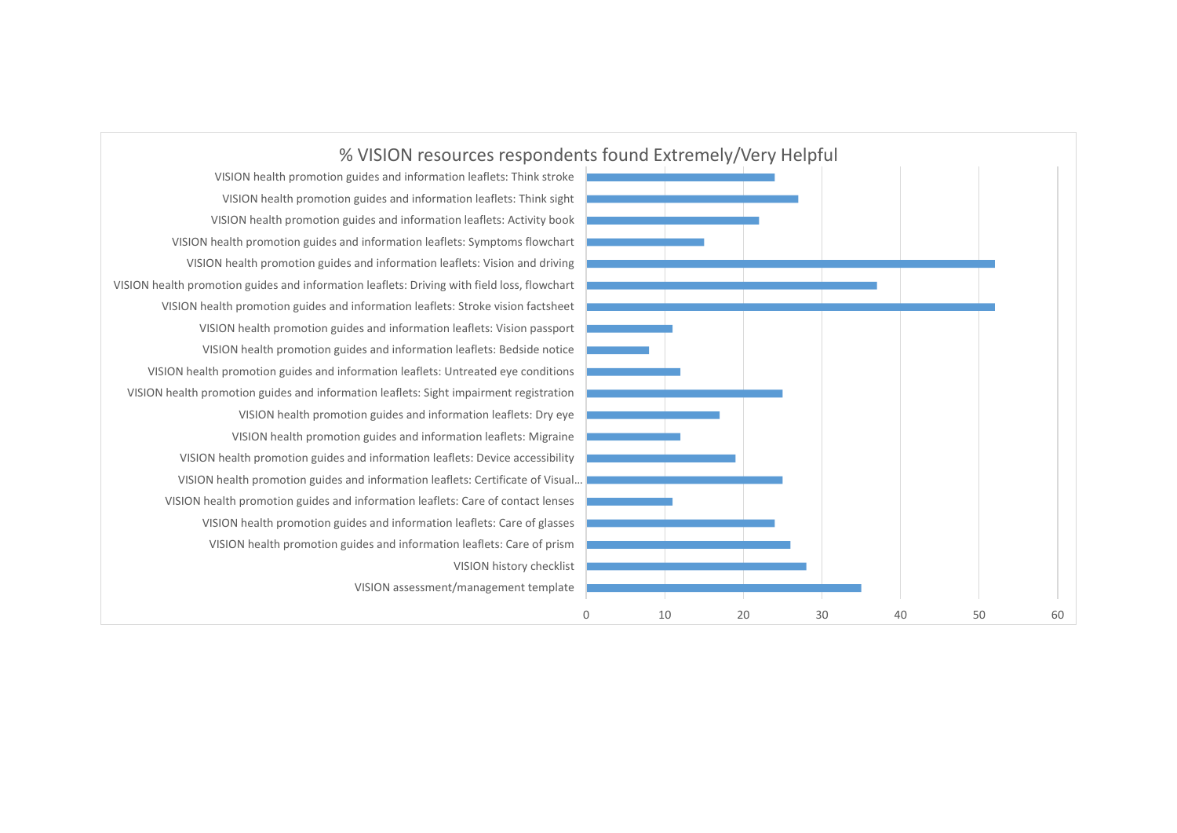## % VISION resources respondents found Extremely/Very Helpful

| Resource | % |
| --- | --- |
| VISION health promotion guides and information leaflets: Think stroke | 24 |
| VISION health promotion guides and information leaflets: Think sight | 27 |
| VISION health promotion guides and information leaflets: Activity book | 22 |
| VISION health promotion guides and information leaflets: Symptoms flowchart | 15 |
| VISION health promotion guides and information leaflets: Vision and driving | 52 |
| VISION health promotion guides and information leaflets: Driving with field loss, flowchart | 37 |
| VISION health promotion guides and information leaflets: Stroke vision factsheet | 52 |
| VISION health promotion guides and information leaflets: Vision passport | 11 |
| VISION health promotion guides and information leaflets: Bedside notice | 8 |
| VISION health promotion guides and information leaflets: Untreated eye conditions | 12 |
| VISION health promotion guides and information leaflets: Sight impairment registration | 25 |
| VISION health promotion guides and information leaflets: Dry eye | 17 |
| VISION health promotion guides and information leaflets: Migraine | 12 |
| VISION health promotion guides and information leaflets: Device accessibility | 19 |
| VISION health promotion guides and information leaflets: Certificate of Visual... | 25 |
| VISION health promotion guides and information leaflets: Care of contact lenses | 11 |
| VISION health promotion guides and information leaflets: Care of glasses | 24 |
| VISION health promotion guides and information leaflets: Care of prism | 26 |
| VISION history checklist | 28 |
| VISION assessment/management template | 35 |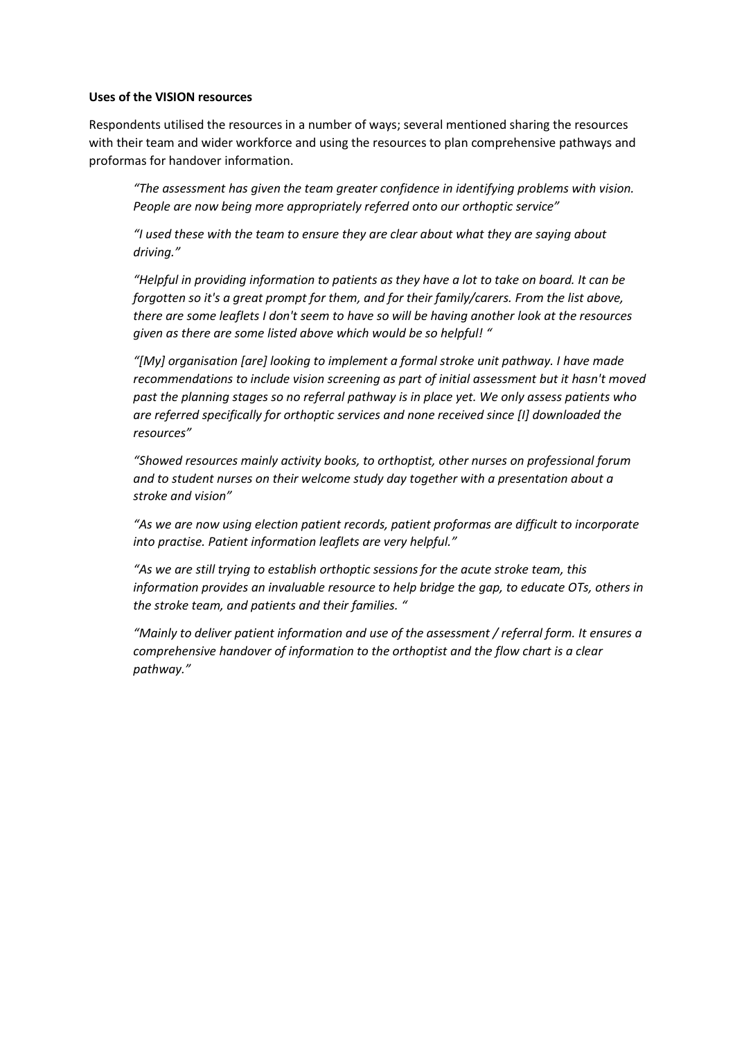**Uses of the VISION resources**

Respondents utilised the resources in a number of ways; several mentioned sharing the resources with their team and wider workforce and using the resources to plan comprehensive pathways and proformas for handover information.

> *"The assessment has given the team greater confidence in identifying problems with vision. People are now being more appropriately referred onto our orthoptic service"*

> *"I used these with the team to ensure they are clear about what they are saying about driving."*

> *"Helpful in providing information to patients as they have a lot to take on board. It can be forgotten so it's a great prompt for them, and for their family/carers. From the list above, there are some leaflets I don't seem to have so will be having another look at the resources given as there are some listed above which would be so helpful! "*

> *"[My] organisation [are] looking to implement a formal stroke unit pathway. I have made recommendations to include vision screening as part of initial assessment but it hasn't moved past the planning stages so no referral pathway is in place yet. We only assess patients who are referred specifically for orthoptic services and none received since [I] downloaded the resources"*

> *"Showed resources mainly activity books, to orthoptist, other nurses on professional forum and to student nurses on their welcome study day together with a presentation about a stroke and vision"*

> *"As we are now using election patient records, patient proformas are difficult to incorporate into practise. Patient information leaflets are very helpful."*

> *"As we are still trying to establish orthoptic sessions for the acute stroke team, this information provides an invaluable resource to help bridge the gap, to educate OTs, others in the stroke team, and patients and their families. "*

> *"Mainly to deliver patient information and use of the assessment / referral form. It ensures a comprehensive handover of information to the orthoptist and the flow chart is a clear pathway."*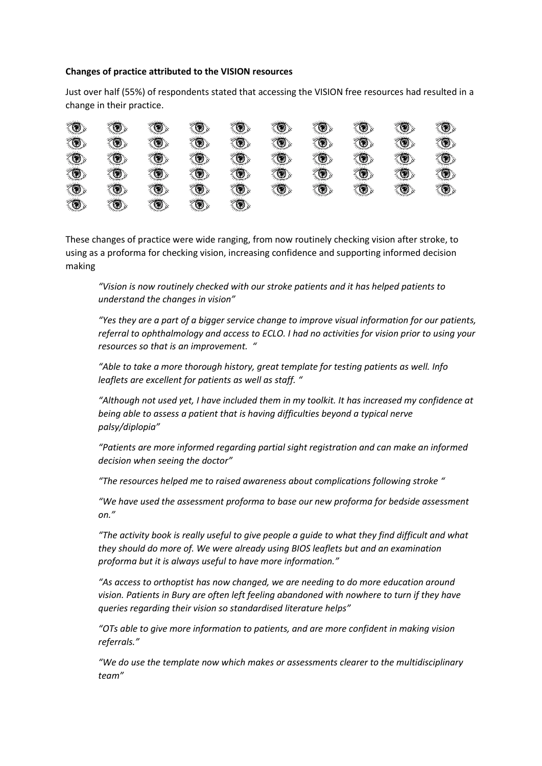**Changes of practice attributed to the VISION resources**

Just over half (55%) of respondents stated that accessing the VISION free resources had resulted in a change in their practice.

These changes of practice were wide ranging, from now routinely checking vision after stroke, to using as a proforma for checking vision, increasing confidence and supporting informed decision making

> *"Vision is now routinely checked with our stroke patients and it has helped patients to understand the changes in vision"*
>
> *"Yes they are a part of a bigger service change to improve visual information for our patients, referral to ophthalmology and access to ECLO. I had no activities for vision prior to using your resources so that is an improvement. "*
>
> *"Able to take a more thorough history, great template for testing patients as well. Info leaflets are excellent for patients as well as staff. "*
>
> *"Although not used yet, I have included them in my toolkit. It has increased my confidence at being able to assess a patient that is having difficulties beyond a typical nerve palsy/diplopia"*
>
> *"Patients are more informed regarding partial sight registration and can make an informed decision when seeing the doctor"*
>
> *"The resources helped me to raised awareness about complications following stroke "*
>
> *"We have used the assessment proforma to base our new proforma for bedside assessment on."*
>
> *"The activity book is really useful to give people a guide to what they find difficult and what they should do more of. We were already using BIOS leaflets but and an examination proforma but it is always useful to have more information."*
>
> *"As access to orthoptist has now changed, we are needing to do more education around vision. Patients in Bury are often left feeling abandoned with nowhere to turn if they have queries regarding their vision so standardised literature helps"*
>
> *"OTs able to give more information to patients, and are more confident in making vision referrals."*
>
> *"We do use the template now which makes or assessments clearer to the multidisciplinary team"*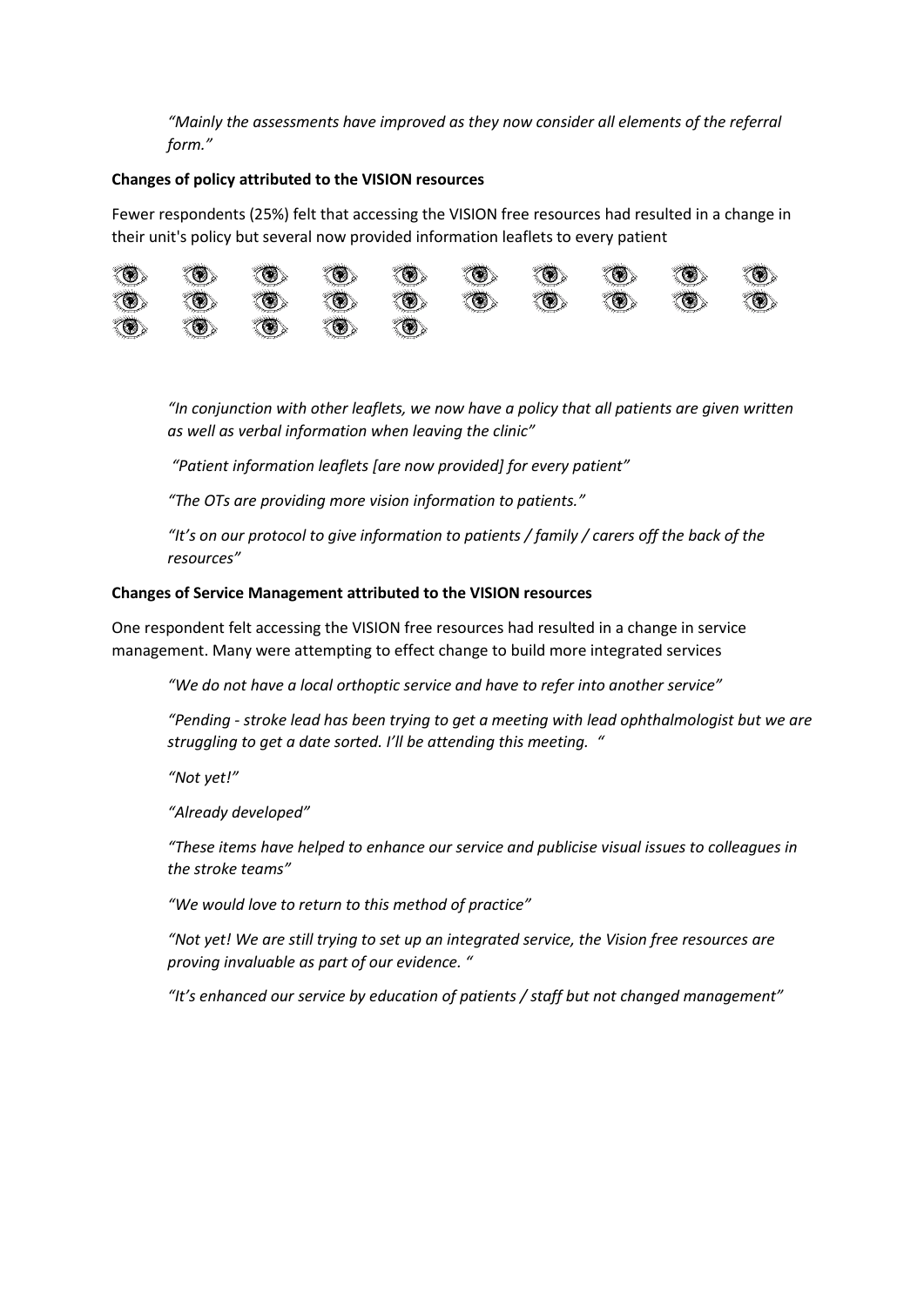*"Mainly the assessments have improved as they now consider all elements of the referral form."*

**Changes of policy attributed to the VISION resources**

Fewer respondents (25%) felt that accessing the VISION free resources had resulted in a change in their unit's policy but several now provided information leaflets to every patient

> *"In conjunction with other leaflets, we now have a policy that all patients are given written as well as verbal information when leaving the clinic"*
>
> *"Patient information leaflets [are now provided] for every patient"*
>
> *"The OTs are providing more vision information to patients."*
>
> *"It's on our protocol to give information to patients / family / carers off the back of the resources"*

**Changes of Service Management attributed to the VISION resources**

One respondent felt accessing the VISION free resources had resulted in a change in service management. Many were attempting to effect change to build more integrated services

> *"We do not have a local orthoptic service and have to refer into another service"*
>
> *"Pending - stroke lead has been trying to get a meeting with lead ophthalmologist but we are struggling to get a date sorted. I'll be attending this meeting. "*
>
> *"Not yet!"*
>
> *"Already developed"*
>
> *"These items have helped to enhance our service and publicise visual issues to colleagues in the stroke teams"*
>
> *"We would love to return to this method of practice"*
>
> *"Not yet! We are still trying to set up an integrated service, the Vision free resources are proving invaluable as part of our evidence. "*
>
> *"It's enhanced our service by education of patients / staff but not changed management"*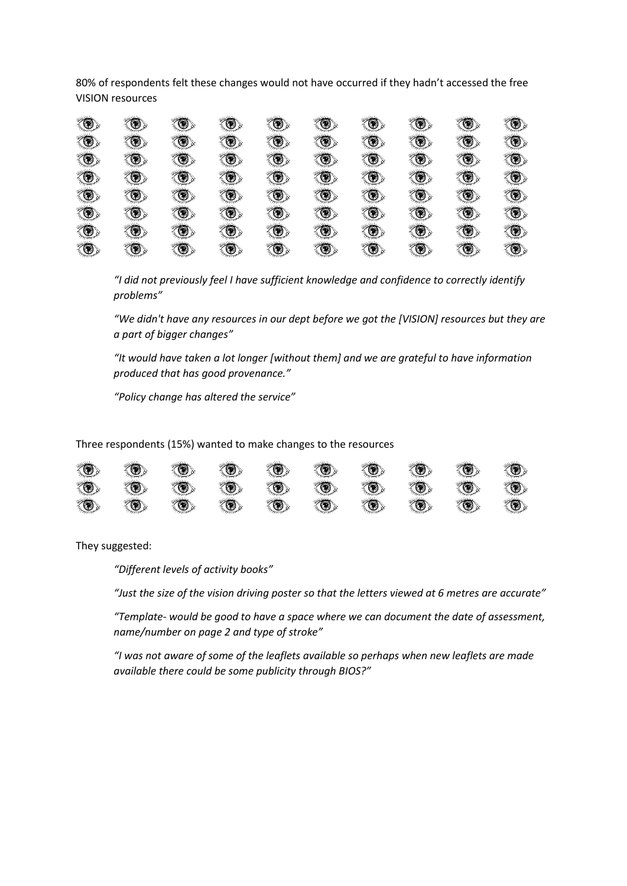80% of respondents felt these changes would not have occurred if they hadn't accessed the free VISION resources

*"I did not previously feel I have sufficient knowledge and confidence to correctly identify problems"*

*"We didn't have any resources in our dept before we got the [VISION] resources but they are a part of bigger changes"*

*"It would have taken a lot longer [without them] and we are grateful to have information produced that has good provenance."*

*"Policy change has altered the service"*

Three respondents (15%) wanted to make changes to the resources

They suggested:

*"Different levels of activity books"*

*"Just the size of the vision driving poster so that the letters viewed at 6 metres are accurate"*

*"Template- would be good to have a space where we can document the date of assessment, name/number on page 2 and type of stroke"*

*"I was not aware of some of the leaflets available so perhaps when new leaflets are made available there could be some publicity through BIOS?"*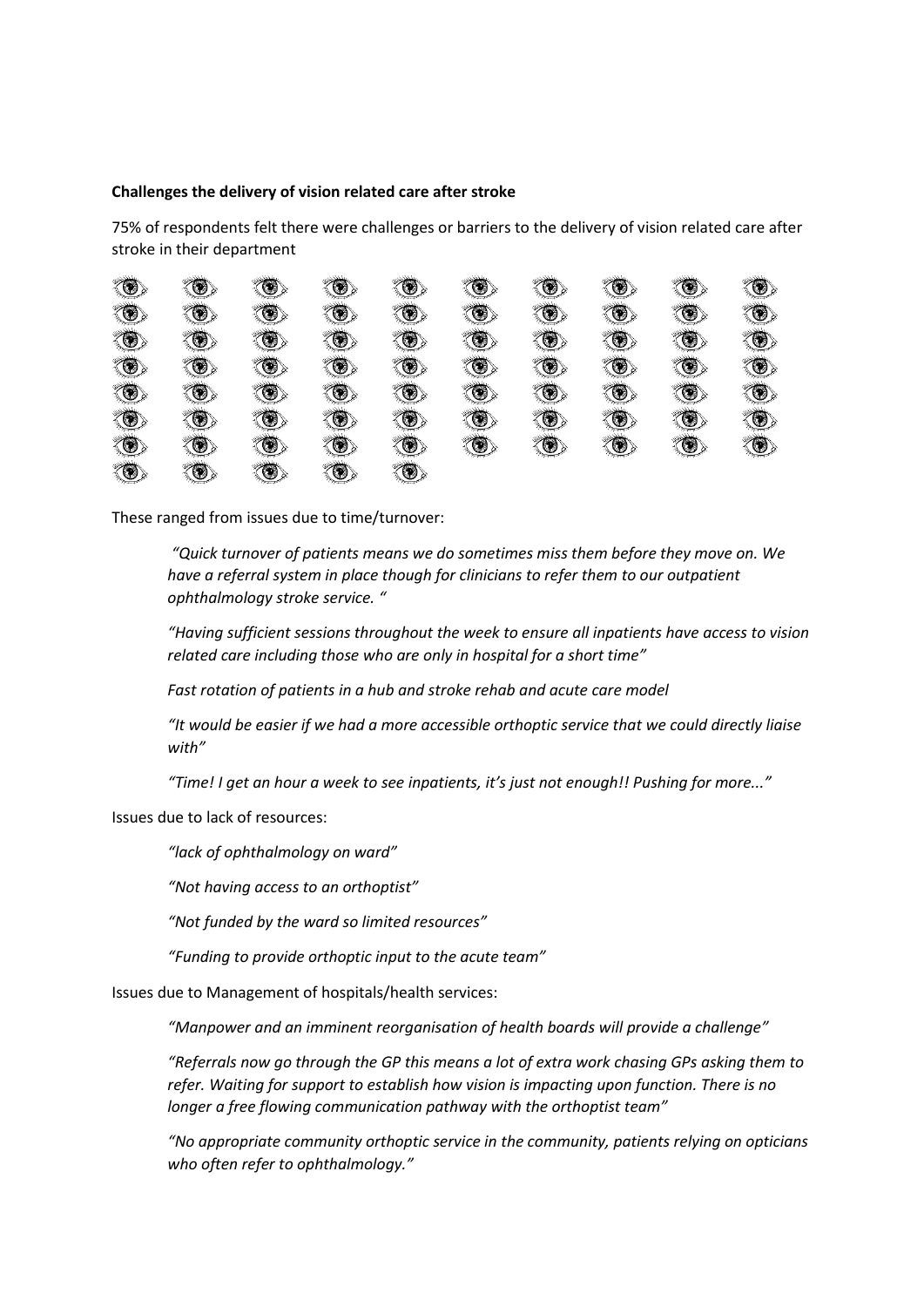**Challenges the delivery of vision related care after stroke**

75% of respondents felt there were challenges or barriers to the delivery of vision related care after stroke in their department

These ranged from issues due to time/turnover:

> *"Quick turnover of patients means we do sometimes miss them before they move on. We have a referral system in place though for clinicians to refer them to our outpatient ophthalmology stroke service. "*
>
> *"Having sufficient sessions throughout the week to ensure all inpatients have access to vision related care including those who are only in hospital for a short time"*
>
> *Fast rotation of patients in a hub and stroke rehab and acute care model*
>
> *"It would be easier if we had a more accessible orthoptic service that we could directly liaise with"*
>
> *"Time! I get an hour a week to see inpatients, it's just not enough!! Pushing for more..."*

Issues due to lack of resources:

> *"lack of ophthalmology on ward"*
>
> *"Not having access to an orthoptist"*
>
> *"Not funded by the ward so limited resources"*
>
> *"Funding to provide orthoptic input to the acute team"*

Issues due to Management of hospitals/health services:

> *"Manpower and an imminent reorganisation of health boards will provide a challenge"*
>
> *"Referrals now go through the GP this means a lot of extra work chasing GPs asking them to refer. Waiting for support to establish how vision is impacting upon function. There is no longer a free flowing communication pathway with the orthoptist team"*
>
> *"No appropriate community orthoptic service in the community, patients relying on opticians who often refer to ophthalmology."*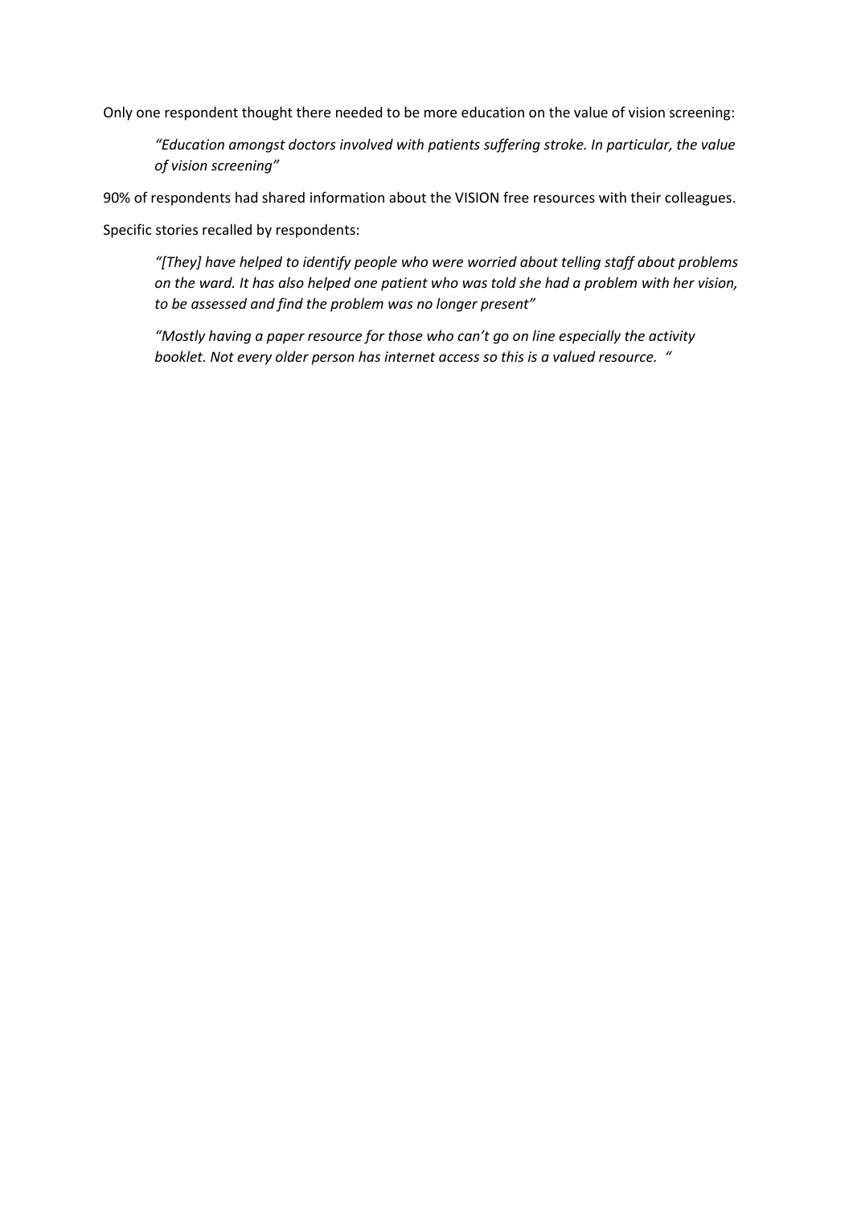Only one respondent thought there needed to be more education on the value of vision screening:

> *"Education amongst doctors involved with patients suffering stroke. In particular, the value of vision screening"*

90% of respondents had shared information about the VISION free resources with their colleagues.

Specific stories recalled by respondents:

> *"[They] have helped to identify people who were worried about telling staff about problems on the ward. It has also helped one patient who was told she had a problem with her vision, to be assessed and find the problem was no longer present"*
>
> *"Mostly having a paper resource for those who can't go on line especially the activity booklet. Not every older person has internet access so this is a valued resource. "*